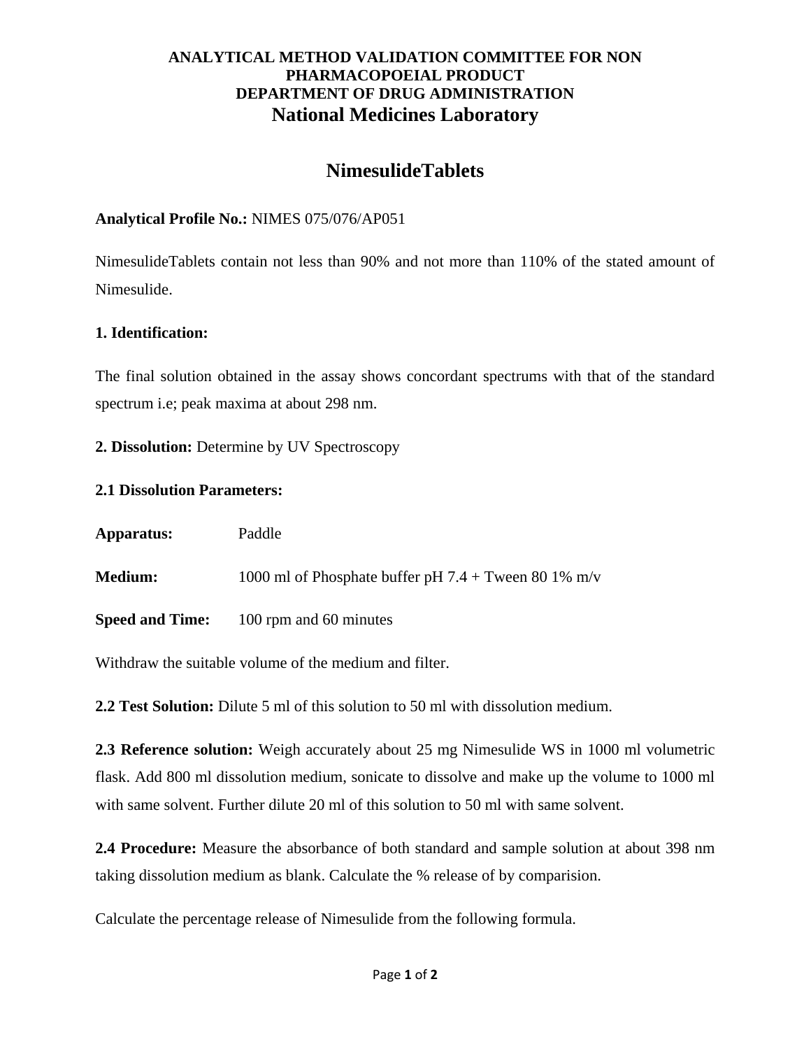**ANALYTICAL METHOD VALIDATION COMMITTEE FOR NON PHARMACOPOEIAL PRODUCT**
**DEPARTMENT OF DRUG ADMINISTRATION**
**National Medicines Laboratory**

# NimesulideTablets

**Analytical Profile No.:** NIMES 075/076/AP051

NimesulideTablets contain not less than 90% and not more than 110% of the stated amount of Nimesulide.

**1. Identification:**

The final solution obtained in the assay shows concordant spectrums with that of the standard spectrum i.e; peak maxima at about 298 nm.

**2. Dissolution:** Determine by UV Spectroscopy

**2.1 Dissolution Parameters:**

**Apparatus:** Paddle

**Medium:** 1000 ml of Phosphate buffer pH 7.4 + Tween 80 1% m/v

**Speed and Time:** 100 rpm and 60 minutes

Withdraw the suitable volume of the medium and filter.

**2.2 Test Solution:** Dilute 5 ml of this solution to 50 ml with dissolution medium.

**2.3 Reference solution:** Weigh accurately about 25 mg Nimesulide WS in 1000 ml volumetric flask. Add 800 ml dissolution medium, sonicate to dissolve and make up the volume to 1000 ml with same solvent. Further dilute 20 ml of this solution to 50 ml with same solvent.

**2.4 Procedure:** Measure the absorbance of both standard and sample solution at about 398 nm taking dissolution medium as blank. Calculate the % release of by comparision.

Calculate the percentage release of Nimesulide from the following formula.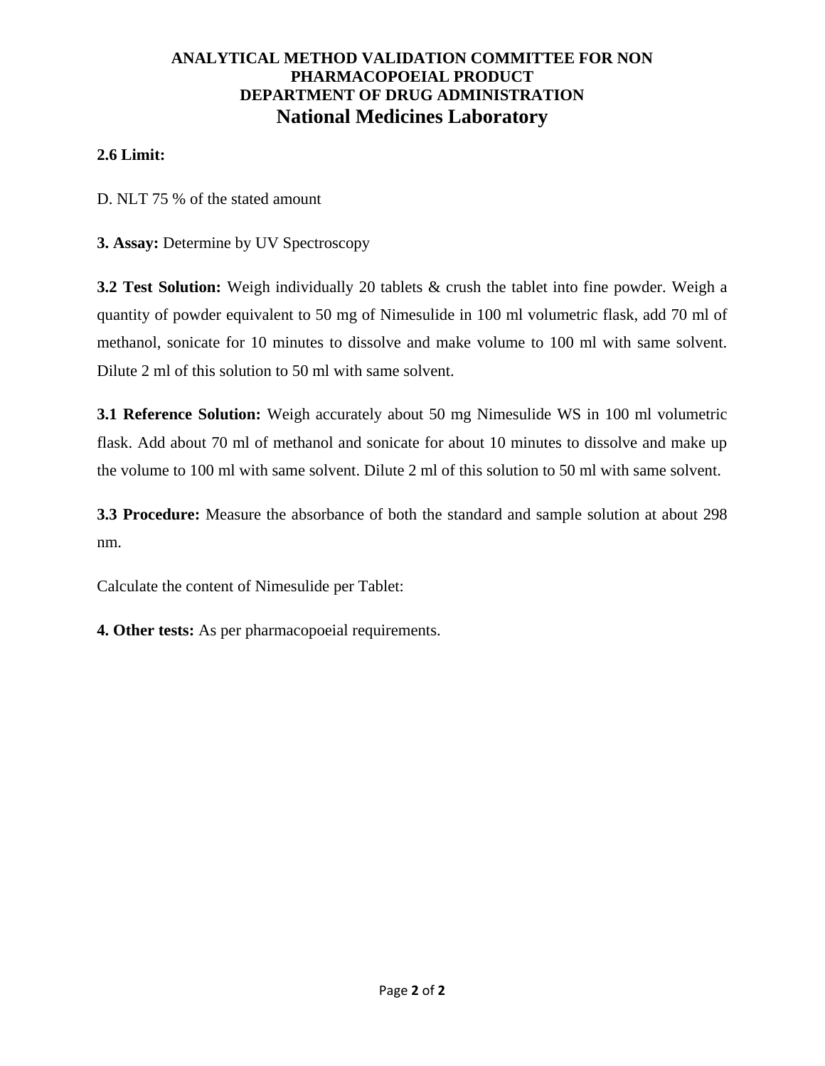**2.6 Limit:**

D. NLT 75 % of the stated amount

**3. Assay:** Determine by UV Spectroscopy

**3.2 Test Solution:** Weigh individually 20 tablets & crush the tablet into fine powder. Weigh a quantity of powder equivalent to 50 mg of Nimesulide in 100 ml volumetric flask, add 70 ml of methanol, sonicate for 10 minutes to dissolve and make volume to 100 ml with same solvent. Dilute 2 ml of this solution to 50 ml with same solvent.

**3.1 Reference Solution:** Weigh accurately about 50 mg Nimesulide WS in 100 ml volumetric flask. Add about 70 ml of methanol and sonicate for about 10 minutes to dissolve and make up the volume to 100 ml with same solvent. Dilute 2 ml of this solution to 50 ml with same solvent.

**3.3 Procedure:** Measure the absorbance of both the standard and sample solution at about 298 nm.

Calculate the content of Nimesulide per Tablet:

**4. Other tests:** As per pharmacopoeial requirements.